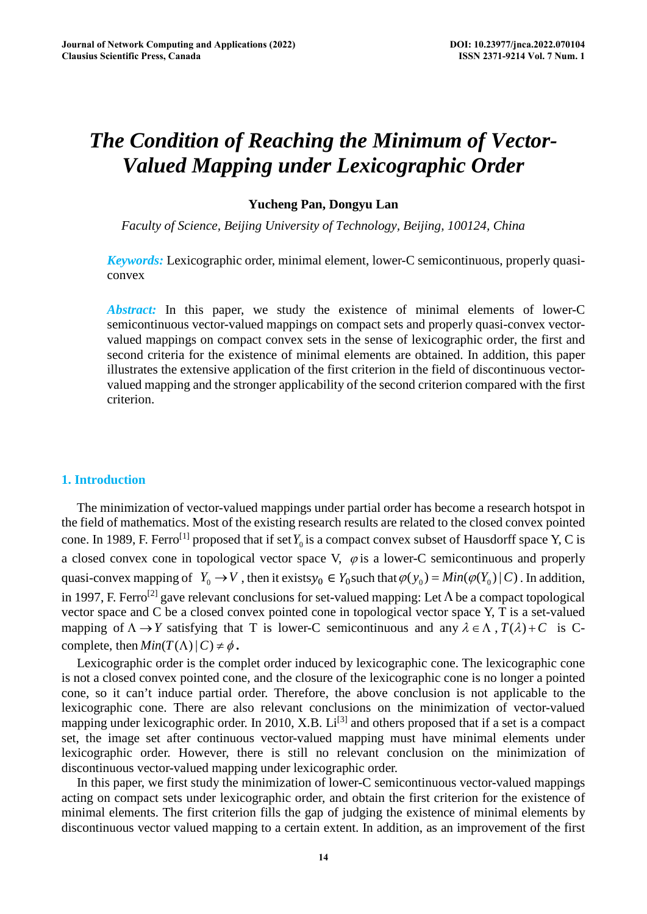# The Condition of Reaching the Minimum of Vector-Valued Mapping under Lexicographic Order

**Yucheng Pan, Dongyu Lan**

*Faculty of Science, Beijing University of Technology, Beijing, 100124, China*

***Keywords:*** Lexicographic order, minimal element, lower-C semicontinuous, properly quasi-convex

***Abstract:*** In this paper, we study the existence of minimal elements of lower-C semicontinuous vector-valued mappings on compact sets and properly quasi-convex vector-valued mappings on compact convex sets in the sense of lexicographic order, the first and second criteria for the existence of minimal elements are obtained. In addition, this paper illustrates the extensive application of the first criterion in the field of discontinuous vector-valued mapping and the stronger applicability of the second criterion compared with the first criterion.

## 1. Introduction

The minimization of vector-valued mappings under partial order has become a research hotspot in the field of mathematics. Most of the existing research results are related to the closed convex pointed cone. In 1989, F. Ferro[1] proposed that if set $Y_0$ is a compact convex subset of Hausdorff space Y, C is a closed convex cone in topological vector space V, $\varphi$ is a lower-C semicontinuous and properly quasi-convex mapping of $Y_0 \to V$, then it exists $y_0 \in Y_0$ such that $\varphi(y_0) = Min(\varphi(Y_0) \mid C)$. In addition, in 1997, F. Ferro[2] gave relevant conclusions for set-valued mapping: Let $\Lambda$ be a compact topological vector space and C be a closed convex pointed cone in topological vector space Y, T is a set-valued mapping of $\Lambda \to Y$ satisfying that T is lower-C semicontinuous and any $\lambda \in \Lambda$, $T(\lambda)+C$ is C-complete, then $Min(T(\Lambda) \mid C) \neq \phi$.

Lexicographic order is the complet order induced by lexicographic cone. The lexicographic cone is not a closed convex pointed cone, and the closure of the lexicographic cone is no longer a pointed cone, so it can't induce partial order. Therefore, the above conclusion is not applicable to the lexicographic cone. There are also relevant conclusions on the minimization of vector-valued mapping under lexicographic order. In 2010, X.B. Li[3] and others proposed that if a set is a compact set, the image set after continuous vector-valued mapping must have minimal elements under lexicographic order. However, there is still no relevant conclusion on the minimization of discontinuous vector-valued mapping under lexicographic order.

In this paper, we first study the minimization of lower-C semicontinuous vector-valued mappings acting on compact sets under lexicographic order, and obtain the first criterion for the existence of minimal elements. The first criterion fills the gap of judging the existence of minimal elements by discontinuous vector valued mapping to a certain extent. In addition, as an improvement of the first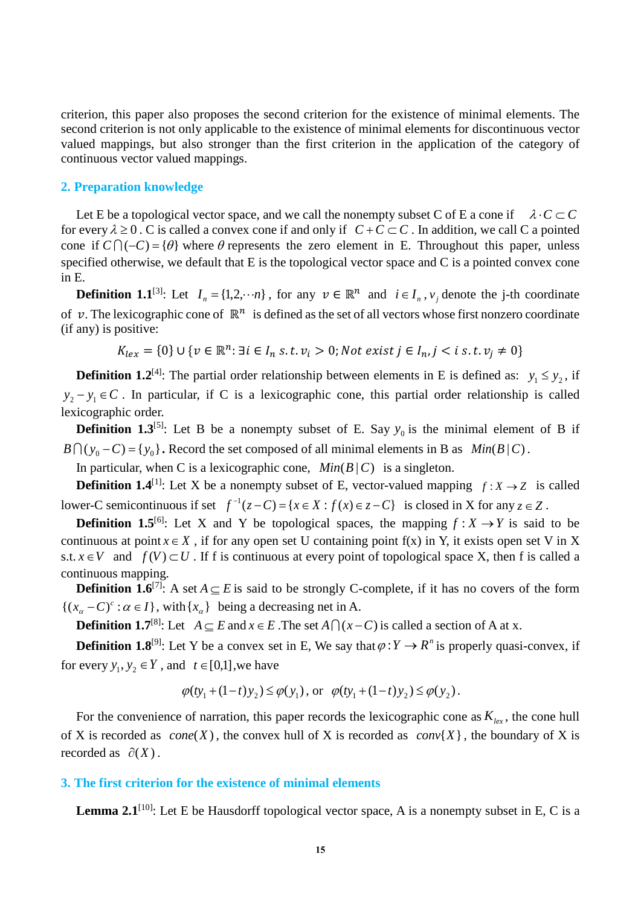criterion, this paper also proposes the second criterion for the existence of minimal elements. The second criterion is not only applicable to the existence of minimal elements for discontinuous vector valued mappings, but also stronger than the criterion in the application of the category of continuous vector valued mappings.

## 2. Preparation knowledge

Let E be a topological vector space, and we call the nonempty subset C of E a cone if $\lambda \cdot C \subset C$ for every $\lambda \geq 0$. C is called a convex cone if and only if $C + C \subset C$. In addition, we call C a pointed cone if $C \bigcap (-C) = \{\theta\}$ where $\theta$ represents the zero element in E. Throughout this paper, unless specified otherwise, we default that E is the topological vector space and C is a pointed convex cone in E.

**Definition 1.1**[3]: Let $I_n = \{1,2,\cdots n\}$, for any $v \in \mathbb{R}^n$ and $i \in I_n$, $v_j$ denote the j-th coordinate of $v$. The lexicographic cone of $\mathbb{R}^n$ is defined as the set of all vectors whose first nonzero coordinate (if any) is positive:

$$K_{lex} = \{0\} \cup \{v \in \mathbb{R}^n : \exists i \in I_n \ s.t. v_i > 0; Not\ exist\ j \in I_n, j < i\ s.t. v_j \neq 0\}$$

**Definition 1.2**[4]: The partial order relationship between elements in E is defined as: $y_1 \leq y_2$, if $y_2 - y_1 \in C$. In particular, if C is a lexicographic cone, this partial order relationship is called lexicographic order.

**Definition 1.3**[5]: Let B be a nonempty subset of E. Say $y_0$ is the minimal element of B if $B \bigcap (y_0 - C) = \{y_0\}$. Record the set composed of all minimal elements in B as $Min(B \mid C)$.

In particular, when C is a lexicographic cone, $Min(B \mid C)$ is a singleton.

**Definition 1.4**[1]: Let X be a nonempty subset of E, vector-valued mapping $f: X \to Z$ is called lower-C semicontinuous if set $f^{-1}(z - C) = \{x \in X : f(x) \in z - C\}$ is closed in X for any $z \in Z$.

**Definition 1.5**[6]: Let X and Y be topological spaces, the mapping $f: X \to Y$ is said to be continuous at point $x \in X$, if for any open set U containing point f(x) in Y, it exists open set V in X s.t. $x \in V$ and $f(V) \subset U$. If f is continuous at every point of topological space X, then f is called a continuous mapping.

**Definition 1.6**[7]: A set $A \subseteq E$ is said to be strongly C-complete, if it has no covers of the form $\{(x_\alpha - C)^c : \alpha \in I\}$, with $\{x_\alpha\}$ being a decreasing net in A.

**Definition 1.7**[8]: Let $A \subseteq E$ and $x \in E$. The set $A \bigcap (x - C)$ is called a section of A at x.

**Definition 1.8**[9]: Let Y be a convex set in E, We say that $\varphi: Y \to R^n$ is properly quasi-convex, if for every $y_1, y_2 \in Y$, and $t \in [0,1]$, we have

$$\varphi(ty_1 + (1-t)y_2) \leq \varphi(y_1), \text{ or } \varphi(ty_1 + (1-t)y_2) \leq \varphi(y_2).$$

For the convenience of narration, this paper records the lexicographic cone as $K_{lex}$, the cone hull of X is recorded as $cone(X)$, the convex hull of X is recorded as $conv\{X\}$, the boundary of X is recorded as $\partial(X)$.

## 3. The first criterion for the existence of minimal elements

**Lemma 2.1**[10]: Let E be Hausdorff topological vector space, A is a nonempty subset in E, C is a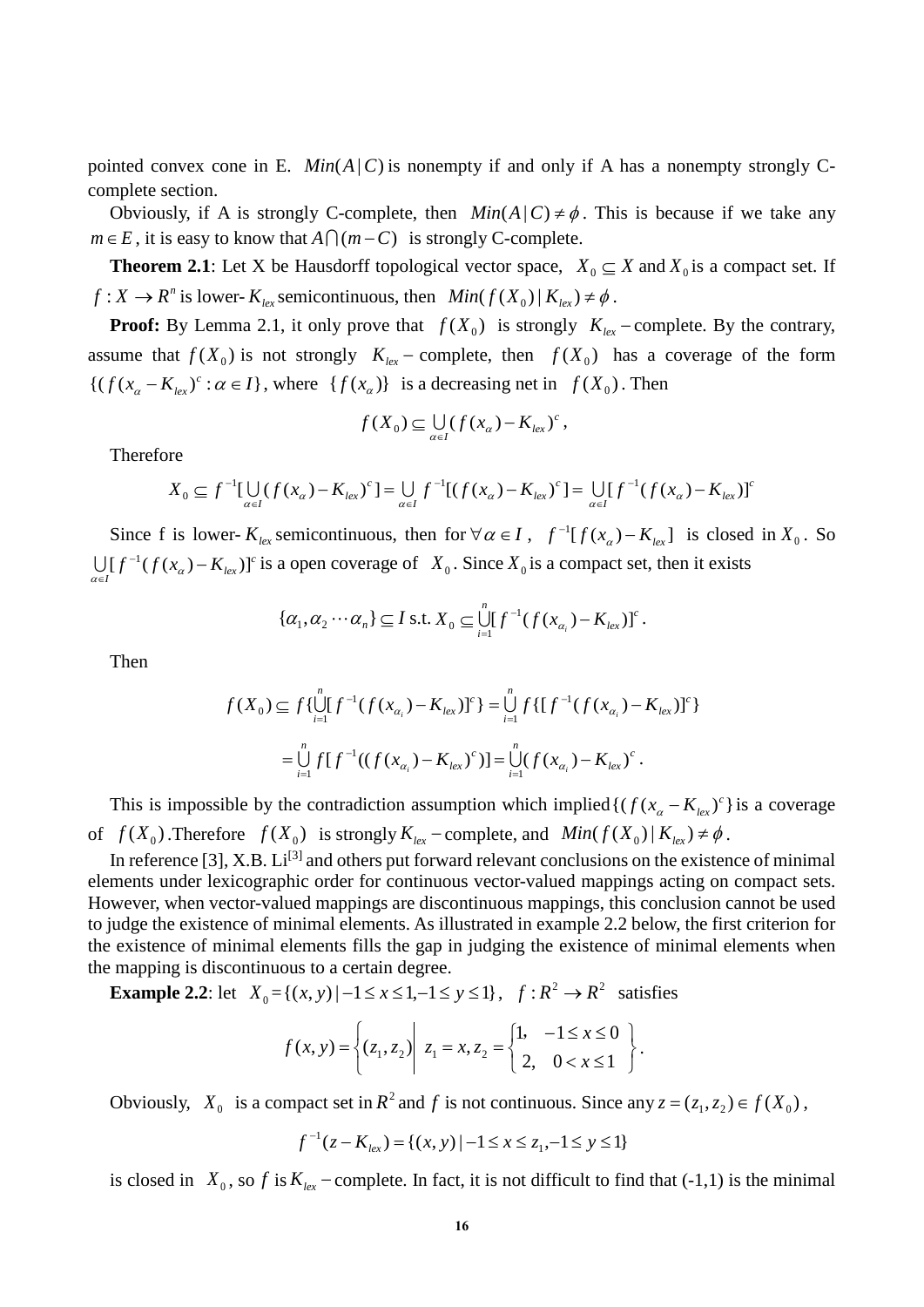pointed convex cone in E. $Min(A|C)$ is nonempty if and only if A has a nonempty strongly C-complete section.

Obviously, if A is strongly C-complete, then $Min(A|C) \neq \phi$. This is because if we take any $m \in E$, it is easy to know that $A \bigcap (m - C)$ is strongly C-complete.

**Theorem 2.1**: Let X be Hausdorff topological vector space, $X_0 \subseteq X$ and $X_0$ is a compact set. If $f: X \to R^n$ is lower-$K_{lex}$ semicontinuous, then $Min(f(X_0)|K_{lex}) \neq \phi$.

**Proof:** By Lemma 2.1, it only prove that $f(X_0)$ is strongly $K_{lex}$ − complete. By the contrary, assume that $f(X_0)$ is not strongly $K_{lex}$ − complete, then $f(X_0)$ has a coverage of the form $\{(f(x_\alpha - K_{lex})^c : \alpha \in I\}$, where $\{f(x_\alpha)\}$ is a decreasing net in $f(X_0)$. Then

$$f(X_0) \subseteq \bigcup_{\alpha \in I} (f(x_\alpha) - K_{lex})^c,$$

Therefore

$$X_0 \subseteq f^{-1}[\bigcup_{\alpha \in I} (f(x_\alpha) - K_{lex})^c] = \bigcup_{\alpha \in I} f^{-1}[(f(x_\alpha) - K_{lex})^c] = \bigcup_{\alpha \in I} [f^{-1}(f(x_\alpha) - K_{lex})]^c$$

Since f is lower-$K_{lex}$ semicontinuous, then for $\forall \alpha \in I$, $f^{-1}[f(x_\alpha) - K_{lex}]$ is closed in $X_0$. So $\bigcup_{\alpha \in I} [f^{-1}(f(x_\alpha) - K_{lex})]^c$ is a open coverage of $X_0$. Since $X_0$ is a compact set, then it exists

$$\{\alpha_1, \alpha_2 \cdots \alpha_n\} \subseteq I \text{ s.t. } X_0 \subseteq \bigcup_{i=1}^{n} [f^{-1}(f(x_{\alpha_i}) - K_{lex})]^c.$$

Then

$$f(X_0) \subseteq f\{\bigcup_{i=1}^{n} [f^{-1}(f(x_{\alpha_i}) - K_{lex})]^c\} = \bigcup_{i=1}^{n} f\{[f^{-1}(f(x_{\alpha_i}) - K_{lex})]^c\}$$

$$= \bigcup_{i=1}^{n} f[f^{-1}((f(x_{\alpha_i}) - K_{lex})^c)] = \bigcup_{i=1}^{n} (f(x_{\alpha_i}) - K_{lex})^c.$$

This is impossible by the contradiction assumption which implied $\{(f(x_\alpha - K_{lex})^c\}$ is a coverage of $f(X_0)$. Therefore $f(X_0)$ is strongly $K_{lex}$ − complete, and $Min(f(X_0)|K_{lex}) \neq \phi$.

In reference [3], X.B. Li[3] and others put forward relevant conclusions on the existence of minimal elements under lexicographic order for continuous vector-valued mappings acting on compact sets. However, when vector-valued mappings are discontinuous mappings, this conclusion cannot be used to judge the existence of minimal elements. As illustrated in example 2.2 below, the first criterion for the existence of minimal elements fills the gap in judging the existence of minimal elements when the mapping is discontinuous to a certain degree.

**Example 2.2**: let $X_0 = \{(x, y) | -1 \le x \le 1, -1 \le y \le 1\}$, $f: R^2 \to R^2$ satisfies

$$f(x, y) = \left\{ (z_1, z_2) \middle| \; z_1 = x, z_2 = \begin{cases} 1, & -1 \le x \le 0 \\ 2, & 0 < x \le 1 \end{cases} \right\}.$$

Obviously, $X_0$ is a compact set in $R^2$ and $f$ is not continuous. Since any $z = (z_1, z_2) \in f(X_0)$,

$$f^{-1}(z - K_{lex}) = \{(x, y) | -1 \le x \le z_1, -1 \le y \le 1\}$$

is closed in $X_0$, so $f$ is $K_{lex}$ − complete. In fact, it is not difficult to find that (-1,1) is the minimal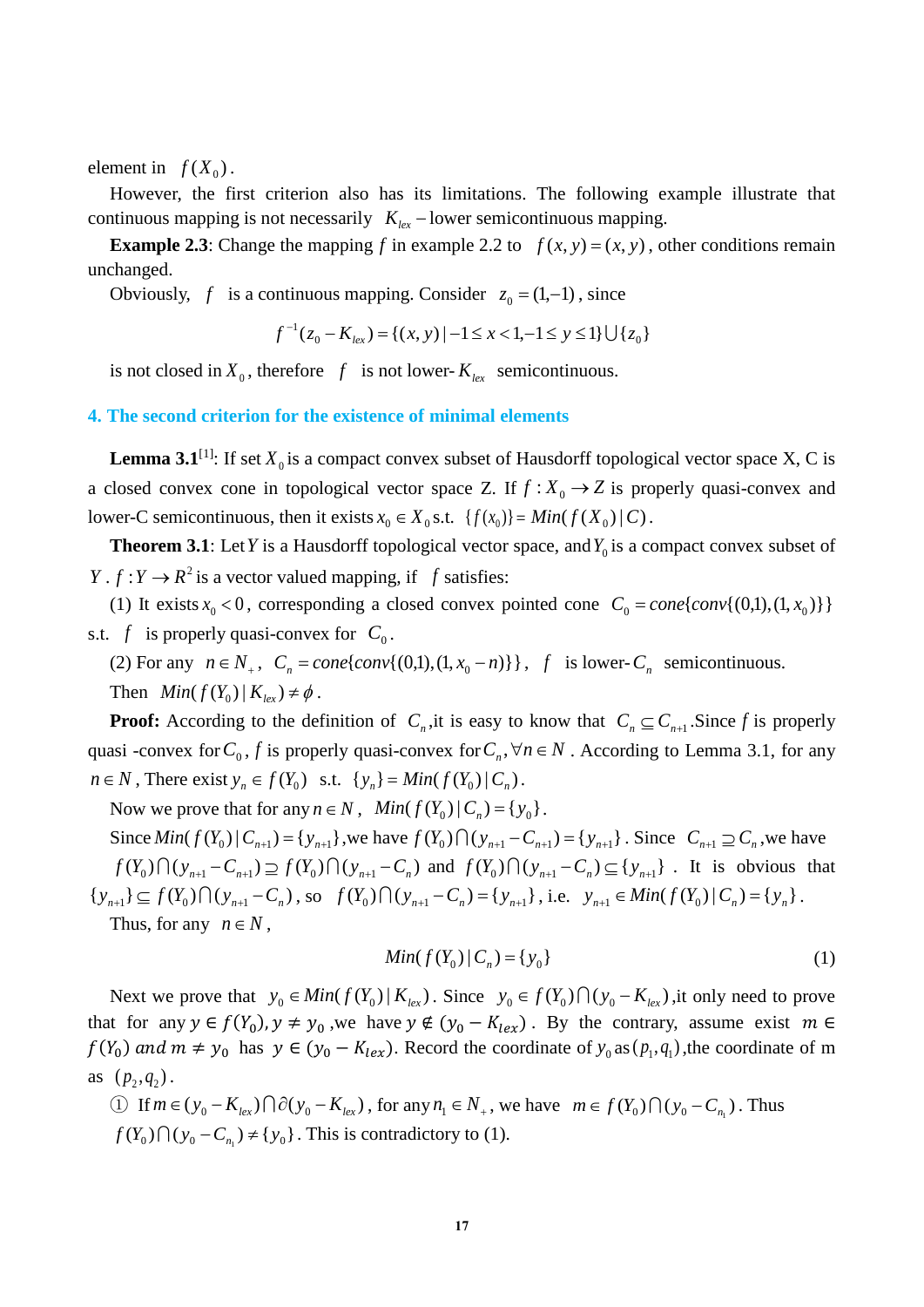element in $f(X_0)$.

However, the first criterion also has its limitations. The following example illustrate that continuous mapping is not necessarily $K_{lex}$ −lower semicontinuous mapping.

**Example 2.3**: Change the mapping $f$ in example 2.2 to $f(x,y)=(x,y)$, other conditions remain unchanged.

Obviously, $f$ is a continuous mapping. Consider $z_0=(1,-1)$, since

$$f^{-1}(z_0-K_{lex})=\{(x,y)\,|\,-1\le x<1,-1\le y\le 1\}\bigcup\{z_0\}$$

is not closed in $X_0$, therefore $f$ is not lower-$K_{lex}$ semicontinuous.

## 4. The second criterion for the existence of minimal elements

**Lemma 3.1**[1]: If set $X_0$ is a compact convex subset of Hausdorff topological vector space X, C is a closed convex cone in topological vector space Z. If $f:X_0\to Z$ is properly quasi-convex and lower-C semicontinuous, then it exists $x_0\in X_0$ s.t. $\{f(x_0)\}=Min(f(X_0)\,|\,C)$.

**Theorem 3.1**: Let $Y$ is a Hausdorff topological vector space, and $Y_0$ is a compact convex subset of $Y$. $f:Y\to R^2$ is a vector valued mapping, if $f$ satisfies:

(1) It exists $x_0<0$, corresponding a closed convex pointed cone $C_0=cone\{conv\{(0,1),(1,x_0)\}\}$ s.t. $f$ is properly quasi-convex for $C_0$.

(2) For any $n\in N_+$, $C_n=cone\{conv\{(0,1),(1,x_0-n)\}\}$, $f$ is lower-$C_n$ semicontinuous.

Then $Min(f(Y_0)\,|\,K_{lex})\ne\phi$.

**Proof:** According to the definition of $C_n$, it is easy to know that $C_n\subseteq C_{n+1}$. Since $f$ is properly quasi -convex for $C_0$, $f$ is properly quasi-convex for $C_n, \forall n\in N$. According to Lemma 3.1, for any $n\in N$, There exist $y_n\in f(Y_0)$ s.t. $\{y_n\}=Min(f(Y_0)\,|\,C_n)$.

Now we prove that for any $n\in N$, $Min(f(Y_0)\,|\,C_n)=\{y_0\}$.

Since $Min(f(Y_0)\,|\,C_{n+1})=\{y_{n+1}\}$, we have $f(Y_0)\bigcap(y_{n+1}-C_{n+1})=\{y_{n+1}\}$. Since $C_{n+1}\supseteq C_n$, we have $f(Y_0)\bigcap(y_{n+1}-C_{n+1})\supseteq f(Y_0)\bigcap(y_{n+1}-C_n)$ and $f(Y_0)\bigcap(y_{n+1}-C_n)\subseteq\{y_{n+1}\}$. It is obvious that $\{y_{n+1}\}\subseteq f(Y_0)\bigcap(y_{n+1}-C_n)$, so $f(Y_0)\bigcap(y_{n+1}-C_n)=\{y_{n+1}\}$, i.e. $y_{n+1}\in Min(f(Y_0)\,|\,C_n)=\{y_n\}$.

Thus, for any $n\in N$,

$$Min(f(Y_0)\,|\,C_n)=\{y_0\} \tag{1}$$

Next we prove that $y_0\in Min(f(Y_0)\,|\,K_{lex})$. Since $y_0\in f(Y_0)\bigcap(y_0-K_{lex})$, it only need to prove that for any $y\in f(Y_0), y\ne y_0$, we have $y\notin(y_0-K_{lex})$. By the contrary, assume exist $m\in f(Y_0)\ and\ m\ne y_0$ has $y\in(y_0-K_{lex})$. Record the coordinate of $y_0$ as $(p_1,q_1)$, the coordinate of m as $(p_2,q_2)$.

① If $m\in(y_0-K_{lex})\bigcap\partial(y_0-K_{lex})$, for any $n_1\in N_+$, we have $m\in f(Y_0)\bigcap(y_0-C_{n_1})$. Thus $f(Y_0)\bigcap(y_0-C_{n_1})\ne\{y_0\}$. This is contradictory to (1).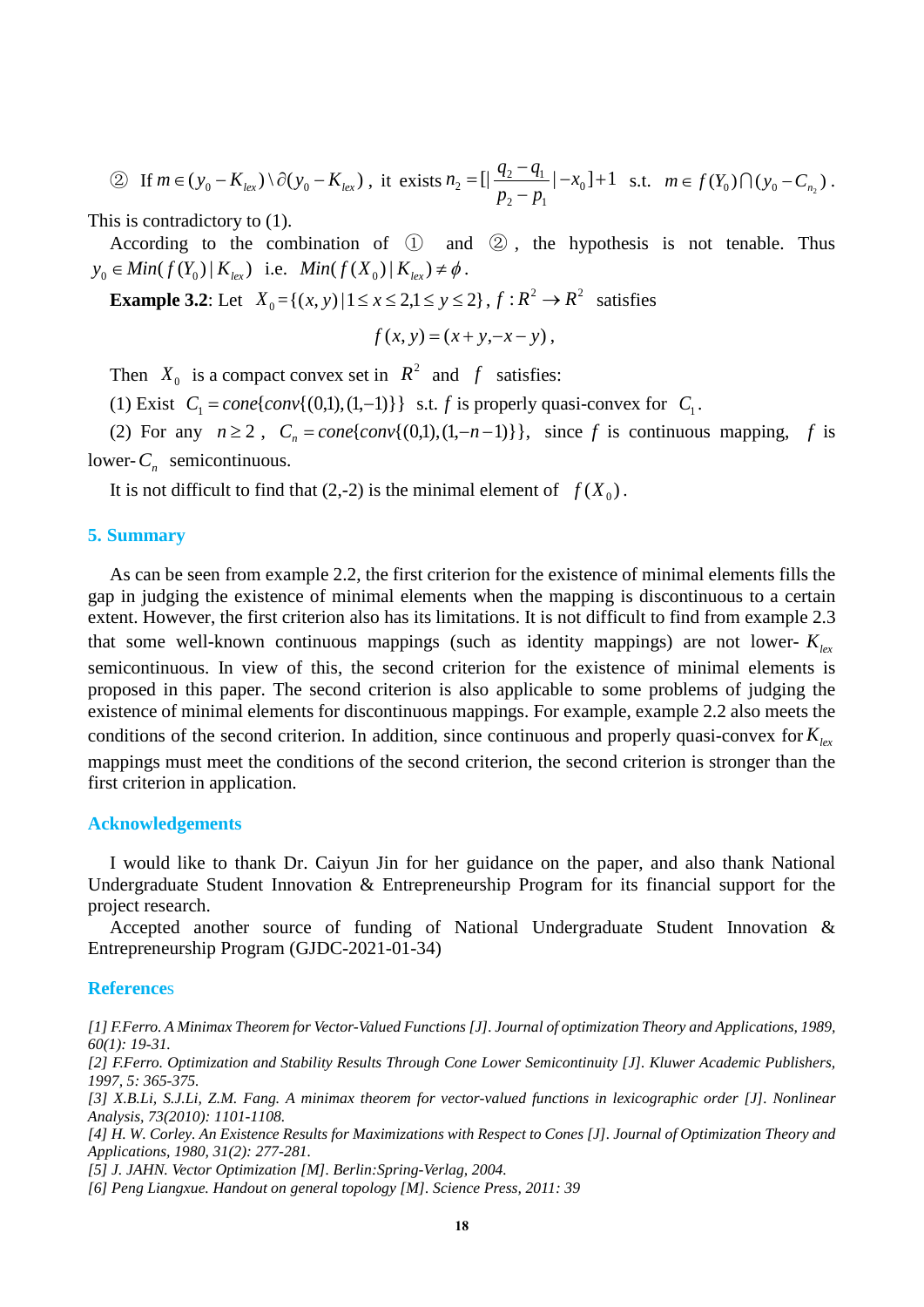② If $m \in (y_0 - K_{lex}) \setminus \partial(y_0 - K_{lex})$, it exists $n_2 = [|\frac{q_2 - q_1}{p_2 - p_1}| - x_0] + 1$ s.t. $m \in f(Y_0) \cap (y_0 - C_{n_2})$.

This is contradictory to (1).

According to the combination of ① and ②, the hypothesis is not tenable. Thus $y_0 \in Min(f(Y_0) | K_{lex})$ i.e. $Min(f(X_0) | K_{lex}) \neq \phi$.

**Example 3.2**: Let $X_0 = \{(x, y) | 1 \le x \le 2, 1 \le y \le 2\}$, $f : R^2 \to R^2$ satisfies

$$f(x, y) = (x + y, -x - y),$$

Then $X_0$ is a compact convex set in $R^2$ and $f$ satisfies:

(1) Exist $C_1 = cone\{conv\{(0,1), (1,-1)\}\}$ s.t. $f$ is properly quasi-convex for $C_1$.

(2) For any $n \ge 2$, $C_n = cone\{conv\{(0,1), (1, -n-1)\}\}$, since $f$ is continuous mapping, $f$ is lower-$C_n$ semicontinuous.

It is not difficult to find that (2,-2) is the minimal element of $f(X_0)$.

## 5. Summary

As can be seen from example 2.2, the first criterion for the existence of minimal elements fills the gap in judging the existence of minimal elements when the mapping is discontinuous to a certain extent. However, the first criterion also has its limitations. It is not difficult to find from example 2.3 that some well-known continuous mappings (such as identity mappings) are not lower-$K_{lex}$ semicontinuous. In view of this, the second criterion for the existence of minimal elements is proposed in this paper. The second criterion is also applicable to some problems of judging the existence of minimal elements for discontinuous mappings. For example, example 2.2 also meets the conditions of the second criterion. In addition, since continuous and properly quasi-convex for $K_{lex}$ mappings must meet the conditions of the second criterion, the second criterion is stronger than the first criterion in application.

## Acknowledgements

I would like to thank Dr. Caiyun Jin for her guidance on the paper, and also thank National Undergraduate Student Innovation & Entrepreneurship Program for its financial support for the project research.

Accepted another source of funding of National Undergraduate Student Innovation & Entrepreneurship Program (GJDC-2021-01-34)

## References

*[1] F.Ferro. A Minimax Theorem for Vector-Valued Functions [J]. Journal of optimization Theory and Applications, 1989, 60(1): 19-31.*

*[2] F.Ferro. Optimization and Stability Results Through Cone Lower Semicontinuity [J]. Kluwer Academic Publishers, 1997, 5: 365-375.*

*[3] X.B.Li, S.J.Li, Z.M. Fang. A minimax theorem for vector-valued functions in lexicographic order [J]. Nonlinear Analysis, 73(2010): 1101-1108.*

*[4] H. W. Corley. An Existence Results for Maximizations with Respect to Cones [J]. Journal of Optimization Theory and Applications, 1980, 31(2): 277-281.*

*[5] J. JAHN. Vector Optimization [M]. Berlin:Spring-Verlag, 2004.*

*[6] Peng Liangxue. Handout on general topology [M]. Science Press, 2011: 39*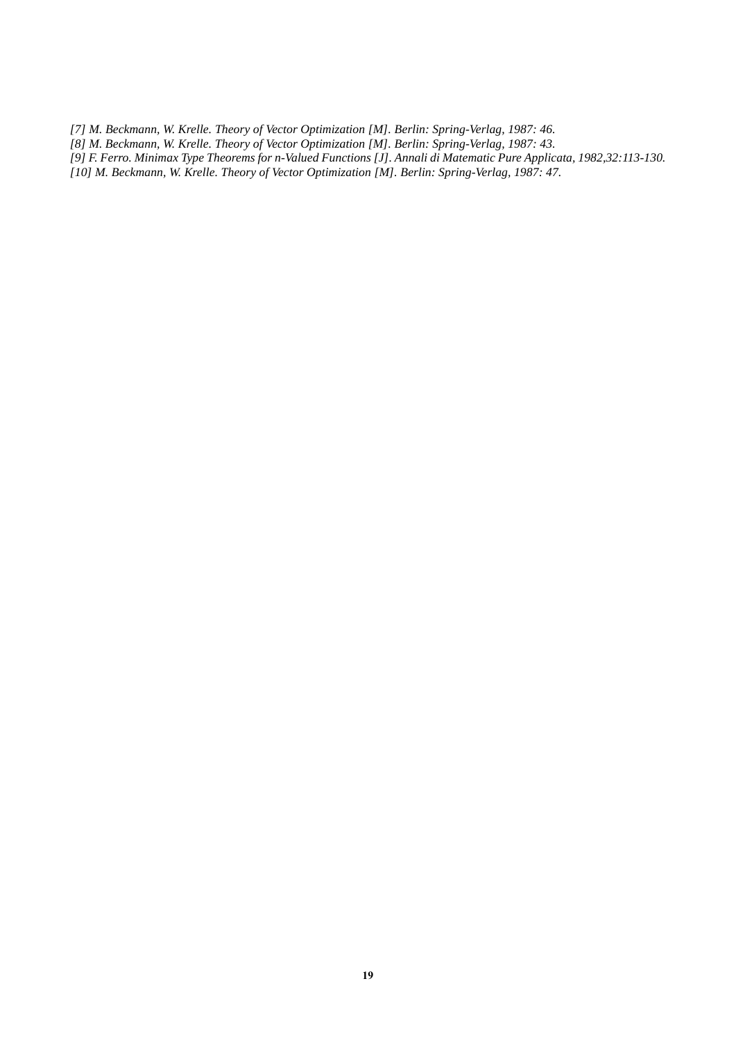*[7] M. Beckmann, W. Krelle. Theory of Vector Optimization [M]. Berlin: Spring-Verlag, 1987: 46.*
*[8] M. Beckmann, W. Krelle. Theory of Vector Optimization [M]. Berlin: Spring-Verlag, 1987: 43.*
*[9] F. Ferro. Minimax Type Theorems for n-Valued Functions [J]. Annali di Matematic Pure Applicata, 1982,32:113-130.*
*[10] M. Beckmann, W. Krelle. Theory of Vector Optimization [M]. Berlin: Spring-Verlag, 1987: 47.*